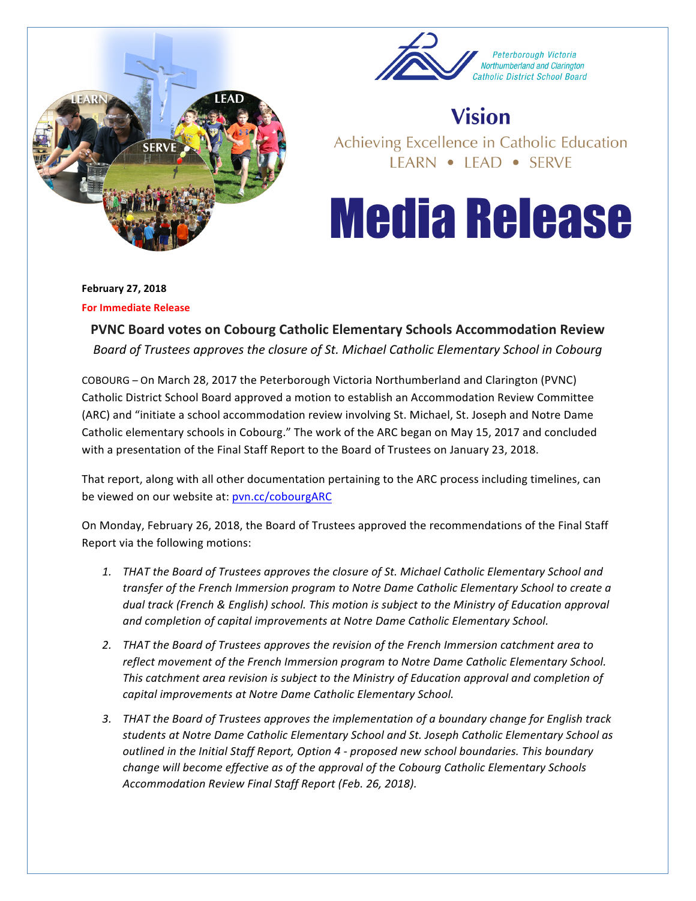Peterborough Victoria Northumberland and Clarington Catholic District School Board

**Vision**

Achieving Excellence in Catholic Education

LEARN • LEAD • SERVE

# Media Release

**February 27, 2018**

**For Immediate Release**

## PVNC Board votes on Cobourg Catholic Elementary Schools Accommodation Review

*Board of Trustees approves the closure of St. Michael Catholic Elementary School in Cobourg*

COBOURG – On March 28, 2017 the Peterborough Victoria Northumberland and Clarington (PVNC) Catholic District School Board approved a motion to establish an Accommodation Review Committee (ARC) and "initiate a school accommodation review involving St. Michael, St. Joseph and Notre Dame Catholic elementary schools in Cobourg." The work of the ARC began on May 15, 2017 and concluded with a presentation of the Final Staff Report to the Board of Trustees on January 23, 2018.

That report, along with all other documentation pertaining to the ARC process including timelines, can be viewed on our website at: pvn.cc/cobourgARC

On Monday, February 26, 2018, the Board of Trustees approved the recommendations of the Final Staff Report via the following motions:

1. *THAT the Board of Trustees approves the closure of St. Michael Catholic Elementary School and transfer of the French Immersion program to Notre Dame Catholic Elementary School to create a dual track (French & English) school. This motion is subject to the Ministry of Education approval and completion of capital improvements at Notre Dame Catholic Elementary School.*
2. *THAT the Board of Trustees approves the revision of the French Immersion catchment area to reflect movement of the French Immersion program to Notre Dame Catholic Elementary School. This catchment area revision is subject to the Ministry of Education approval and completion of capital improvements at Notre Dame Catholic Elementary School.*
3. *THAT the Board of Trustees approves the implementation of a boundary change for English track students at Notre Dame Catholic Elementary School and St. Joseph Catholic Elementary School as outlined in the Initial Staff Report, Option 4 - proposed new school boundaries. This boundary change will become effective as of the approval of the Cobourg Catholic Elementary Schools Accommodation Review Final Staff Report (Feb. 26, 2018).*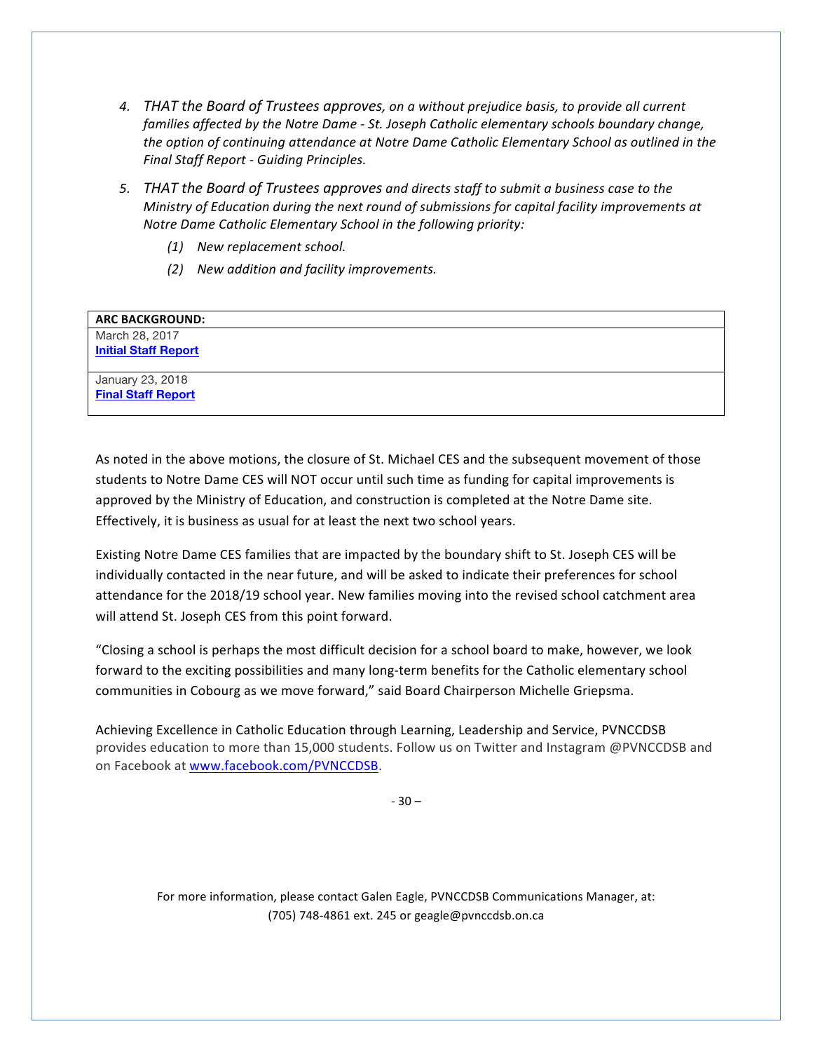4. *THAT the Board of Trustees approves, on a without prejudice basis, to provide all current families affected by the Notre Dame - St. Joseph Catholic elementary schools boundary change, the option of continuing attendance at Notre Dame Catholic Elementary School as outlined in the Final Staff Report - Guiding Principles.*

5. *THAT the Board of Trustees approves and directs staff to submit a business case to the Ministry of Education during the next round of submissions for capital facility improvements at Notre Dame Catholic Elementary School in the following priority:*
   - *(1) New replacement school.*
   - *(2) New addition and facility improvements.*

| **ARC BACKGROUND:** |
|---|
| March 28, 2017<br>**Initial Staff Report** |
| January 23, 2018<br>**Final Staff Report** |

As noted in the above motions, the closure of St. Michael CES and the subsequent movement of those students to Notre Dame CES will NOT occur until such time as funding for capital improvements is approved by the Ministry of Education, and construction is completed at the Notre Dame site. Effectively, it is business as usual for at least the next two school years.

Existing Notre Dame CES families that are impacted by the boundary shift to St. Joseph CES will be individually contacted in the near future, and will be asked to indicate their preferences for school attendance for the 2018/19 school year. New families moving into the revised school catchment area will attend St. Joseph CES from this point forward.

"Closing a school is perhaps the most difficult decision for a school board to make, however, we look forward to the exciting possibilities and many long-term benefits for the Catholic elementary school communities in Cobourg as we move forward," said Board Chairperson Michelle Griepsma.

Achieving Excellence in Catholic Education through Learning, Leadership and Service, PVNCCDSB provides education to more than 15,000 students. Follow us on Twitter and Instagram @PVNCCDSB and on Facebook at www.facebook.com/PVNCCDSB.

\- 30 –

For more information, please contact Galen Eagle, PVNCCDSB Communications Manager, at: (705) 748-4861 ext. 245 or geagle@pvnccdsb.on.ca